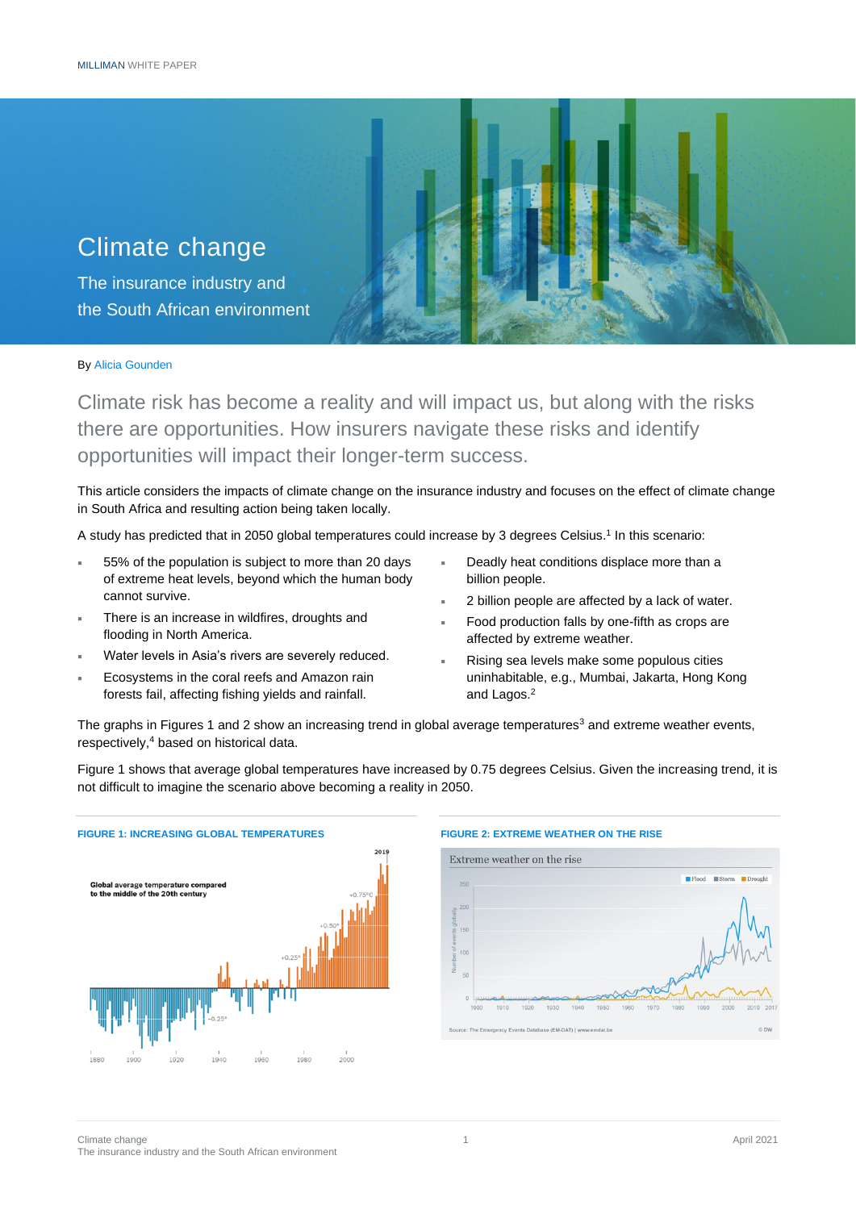MILLIMAN WHITE PAPER

# Climate change

## The insurance industry and the South African environment

By Alicia Gounden

Climate risk has become a reality and will impact us, but along with the risks there are opportunities. How insurers navigate these risks and identify opportunities will impact their longer-term success.

This article considers the impacts of climate change on the insurance industry and focuses on the effect of climate change in South Africa and resulting action being taken locally.

A study has predicted that in 2050 global temperatures could increase by 3 degrees Celsius.[1] In this scenario:

- 55% of the population is subject to more than 20 days of extreme heat levels, beyond which the human body cannot survive.
- There is an increase in wildfires, droughts and flooding in North America.
- Water levels in Asia's rivers are severely reduced.
- Ecosystems in the coral reefs and Amazon rain forests fail, affecting fishing yields and rainfall.
- Deadly heat conditions displace more than a billion people.
- 2 billion people are affected by a lack of water.
- Food production falls by one-fifth as crops are affected by extreme weather.
- Rising sea levels make some populous cities uninhabitable, e.g., Mumbai, Jakarta, Hong Kong and Lagos.[2]

The graphs in Figures 1 and 2 show an increasing trend in global average temperatures[3] and extreme weather events, respectively,[4] based on historical data.

Figure 1 shows that average global temperatures have increased by 0.75 degrees Celsius. Given the increasing trend, it is not difficult to imagine the scenario above becoming a reality in 2050.

**FIGURE 1: INCREASING GLOBAL TEMPERATURES**

**FIGURE 2: EXTREME WEATHER ON THE RISE**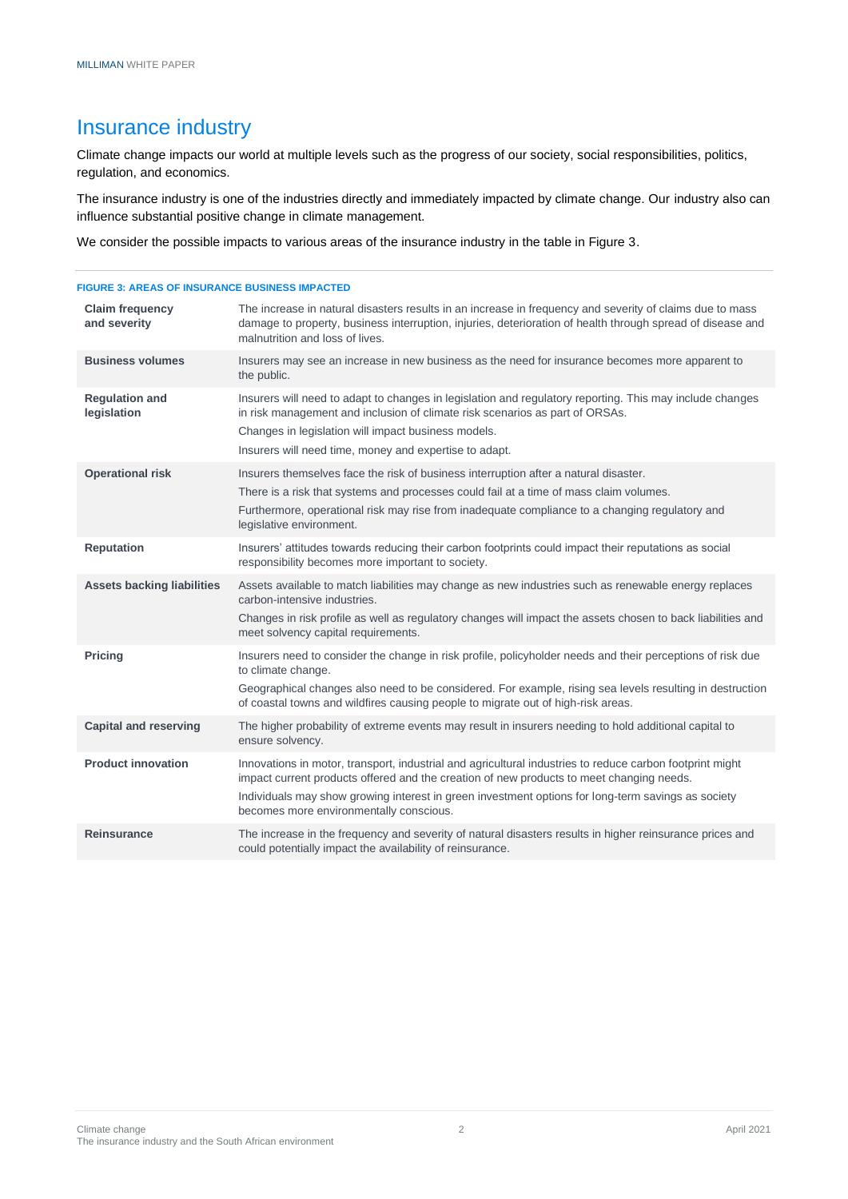# Insurance industry

Climate change impacts our world at multiple levels such as the progress of our society, social responsibilities, politics, regulation, and economics.

The insurance industry is one of the industries directly and immediately impacted by climate change. Our industry also can influence substantial positive change in climate management.

We consider the possible impacts to various areas of the insurance industry in the table in Figure 3.

**FIGURE 3: AREAS OF INSURANCE BUSINESS IMPACTED**

| | |
|---|---|
| **Claim frequency and severity** | The increase in natural disasters results in an increase in frequency and severity of claims due to mass damage to property, business interruption, injuries, deterioration of health through spread of disease and malnutrition and loss of lives. |
| **Business volumes** | Insurers may see an increase in new business as the need for insurance becomes more apparent to the public. |
| **Regulation and legislation** | Insurers will need to adapt to changes in legislation and regulatory reporting. This may include changes in risk management and inclusion of climate risk scenarios as part of ORSAs.<br>Changes in legislation will impact business models.<br>Insurers will need time, money and expertise to adapt. |
| **Operational risk** | Insurers themselves face the risk of business interruption after a natural disaster.<br>There is a risk that systems and processes could fail at a time of mass claim volumes.<br>Furthermore, operational risk may rise from inadequate compliance to a changing regulatory and legislative environment. |
| **Reputation** | Insurers' attitudes towards reducing their carbon footprints could impact their reputations as social responsibility becomes more important to society. |
| **Assets backing liabilities** | Assets available to match liabilities may change as new industries such as renewable energy replaces carbon-intensive industries.<br>Changes in risk profile as well as regulatory changes will impact the assets chosen to back liabilities and meet solvency capital requirements. |
| **Pricing** | Insurers need to consider the change in risk profile, policyholder needs and their perceptions of risk due to climate change.<br>Geographical changes also need to be considered. For example, rising sea levels resulting in destruction of coastal towns and wildfires causing people to migrate out of high-risk areas. |
| **Capital and reserving** | The higher probability of extreme events may result in insurers needing to hold additional capital to ensure solvency. |
| **Product innovation** | Innovations in motor, transport, industrial and agricultural industries to reduce carbon footprint might impact current products offered and the creation of new products to meet changing needs.<br>Individuals may show growing interest in green investment options for long-term savings as society becomes more environmentally conscious. |
| **Reinsurance** | The increase in the frequency and severity of natural disasters results in higher reinsurance prices and could potentially impact the availability of reinsurance. |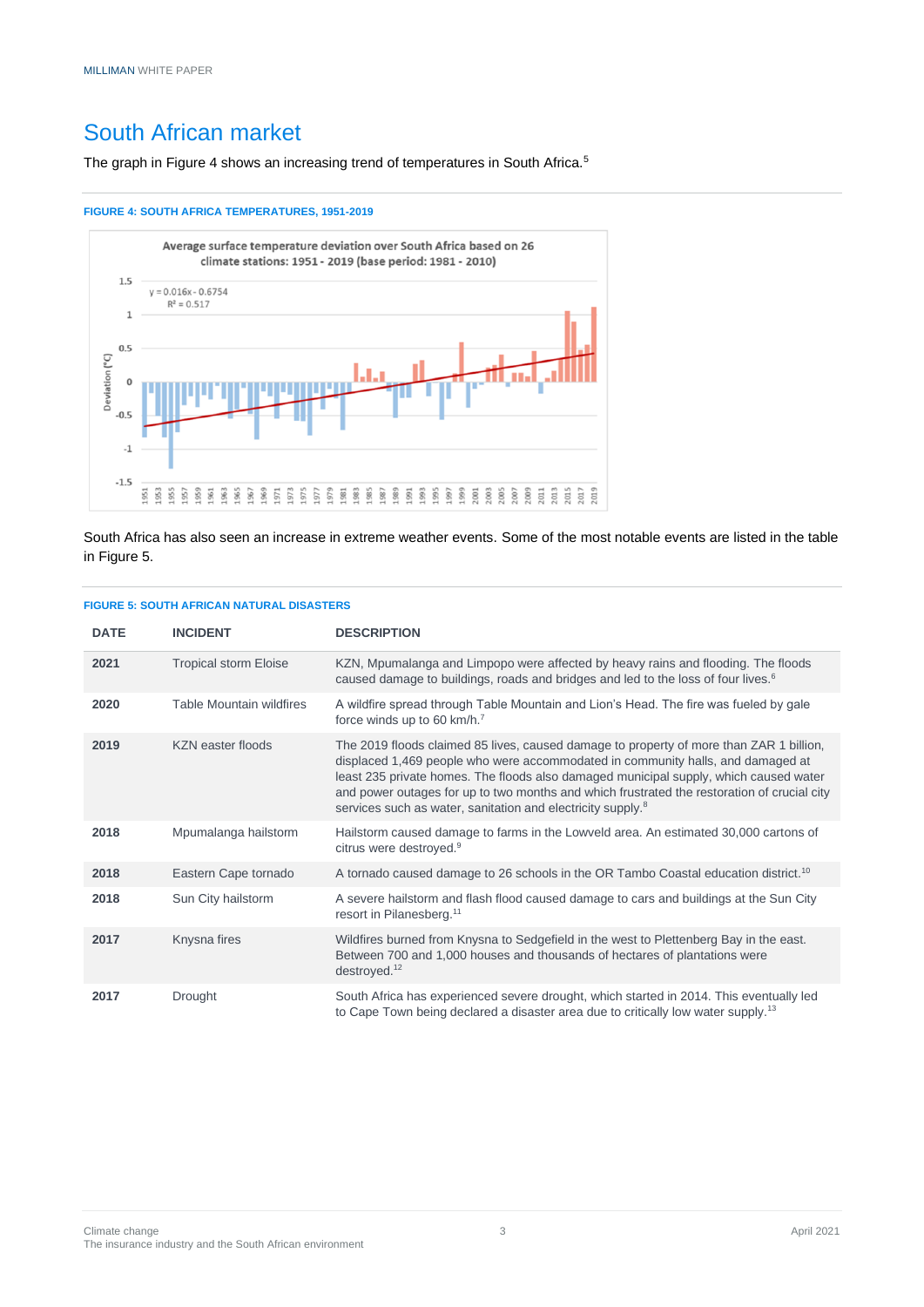# South African market

The graph in Figure 4 shows an increasing trend of temperatures in South Africa.[5]

**FIGURE 4: SOUTH AFRICA TEMPERATURES, 1951-2019**

Average surface temperature deviation over South Africa based on 26 climate stations: 1951 - 2019 (base period: 1981 - 2010)

$y = 0.016x - 0.6754$
$R^2 = 0.517$

South Africa has also seen an increase in extreme weather events. Some of the most notable events are listed in the table in Figure 5.

**FIGURE 5: SOUTH AFRICAN NATURAL DISASTERS**

| DATE | INCIDENT | DESCRIPTION |
|---|---|---|
| **2021** | Tropical storm Eloise | KZN, Mpumalanga and Limpopo were affected by heavy rains and flooding. The floods caused damage to buildings, roads and bridges and led to the loss of four lives.[6] |
| **2020** | Table Mountain wildfires | A wildfire spread through Table Mountain and Lion's Head. The fire was fueled by gale force winds up to 60 km/h.[7] |
| **2019** | KZN easter floods | The 2019 floods claimed 85 lives, caused damage to property of more than ZAR 1 billion, displaced 1,469 people who were accommodated in community halls, and damaged at least 235 private homes. The floods also damaged municipal supply, which caused water and power outages for up to two months and which frustrated the restoration of crucial city services such as water, sanitation and electricity supply.[8] |
| **2018** | Mpumalanga hailstorm | Hailstorm caused damage to farms in the Lowveld area. An estimated 30,000 cartons of citrus were destroyed.[9] |
| **2018** | Eastern Cape tornado | A tornado caused damage to 26 schools in the OR Tambo Coastal education district.[10] |
| **2018** | Sun City hailstorm | A severe hailstorm and flash flood caused damage to cars and buildings at the Sun City resort in Pilanesberg.[11] |
| **2017** | Knysna fires | Wildfires burned from Knysna to Sedgefield in the west to Plettenberg Bay in the east. Between 700 and 1,000 houses and thousands of hectares of plantations were destroyed.[12] |
| **2017** | Drought | South Africa has experienced severe drought, which started in 2014. This eventually led to Cape Town being declared a disaster area due to critically low water supply.[13] |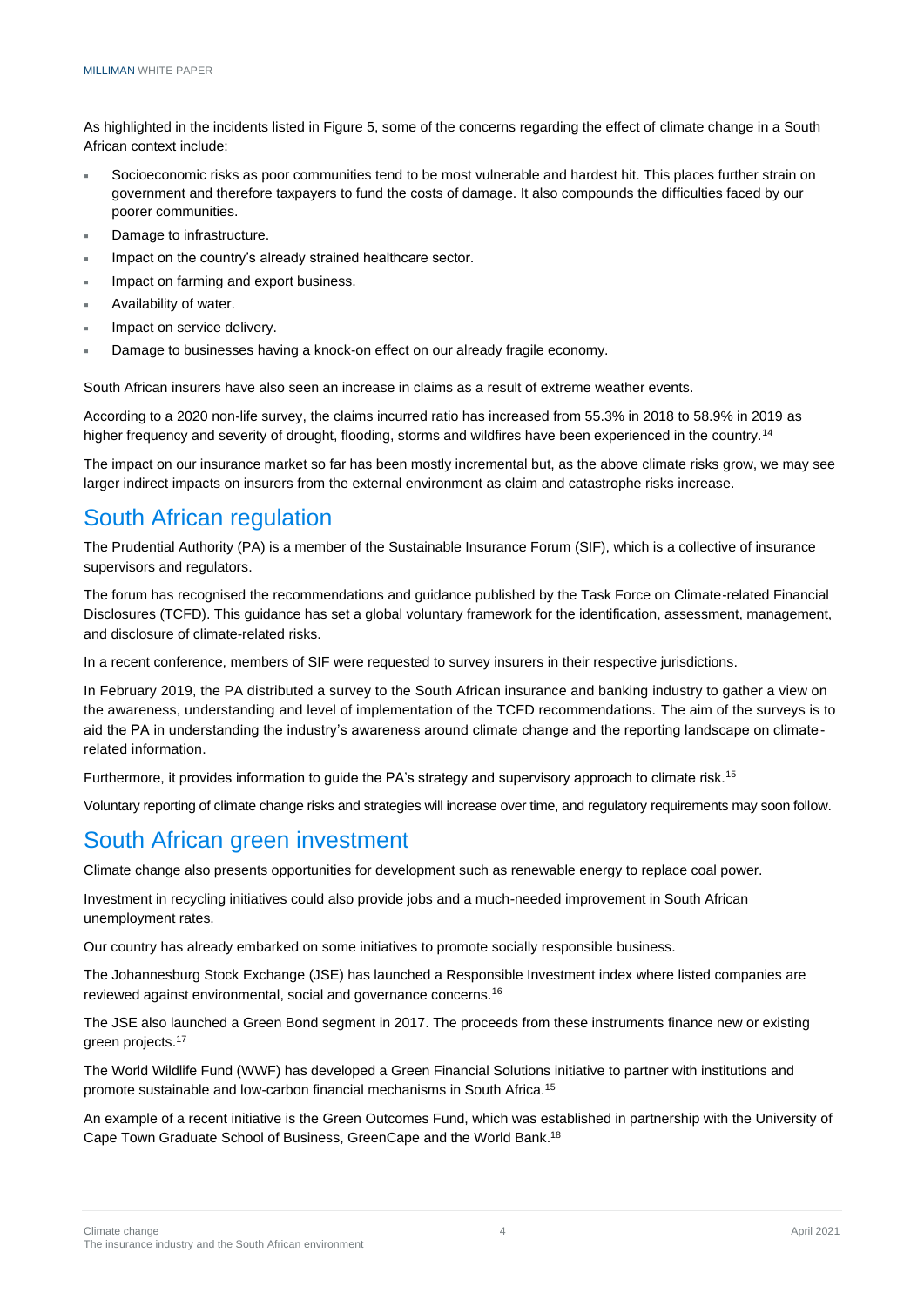As highlighted in the incidents listed in Figure 5, some of the concerns regarding the effect of climate change in a South African context include:

- Socioeconomic risks as poor communities tend to be most vulnerable and hardest hit. This places further strain on government and therefore taxpayers to fund the costs of damage. It also compounds the difficulties faced by our poorer communities.
- Damage to infrastructure.
- Impact on the country's already strained healthcare sector.
- Impact on farming and export business.
- Availability of water.
- Impact on service delivery.
- Damage to businesses having a knock-on effect on our already fragile economy.

South African insurers have also seen an increase in claims as a result of extreme weather events.

According to a 2020 non-life survey, the claims incurred ratio has increased from 55.3% in 2018 to 58.9% in 2019 as higher frequency and severity of drought, flooding, storms and wildfires have been experienced in the country.[14]

The impact on our insurance market so far has been mostly incremental but, as the above climate risks grow, we may see larger indirect impacts on insurers from the external environment as claim and catastrophe risks increase.

## South African regulation

The Prudential Authority (PA) is a member of the Sustainable Insurance Forum (SIF), which is a collective of insurance supervisors and regulators.

The forum has recognised the recommendations and guidance published by the Task Force on Climate-related Financial Disclosures (TCFD). This guidance has set a global voluntary framework for the identification, assessment, management, and disclosure of climate-related risks.

In a recent conference, members of SIF were requested to survey insurers in their respective jurisdictions.

In February 2019, the PA distributed a survey to the South African insurance and banking industry to gather a view on the awareness, understanding and level of implementation of the TCFD recommendations. The aim of the surveys is to aid the PA in understanding the industry's awareness around climate change and the reporting landscape on climate-related information.

Furthermore, it provides information to guide the PA's strategy and supervisory approach to climate risk.[15]

Voluntary reporting of climate change risks and strategies will increase over time, and regulatory requirements may soon follow.

## South African green investment

Climate change also presents opportunities for development such as renewable energy to replace coal power.

Investment in recycling initiatives could also provide jobs and a much-needed improvement in South African unemployment rates.

Our country has already embarked on some initiatives to promote socially responsible business.

The Johannesburg Stock Exchange (JSE) has launched a Responsible Investment index where listed companies are reviewed against environmental, social and governance concerns.[16]

The JSE also launched a Green Bond segment in 2017. The proceeds from these instruments finance new or existing green projects.[17]

The World Wildlife Fund (WWF) has developed a Green Financial Solutions initiative to partner with institutions and promote sustainable and low-carbon financial mechanisms in South Africa.[15]

An example of a recent initiative is the Green Outcomes Fund, which was established in partnership with the University of Cape Town Graduate School of Business, GreenCape and the World Bank.[18]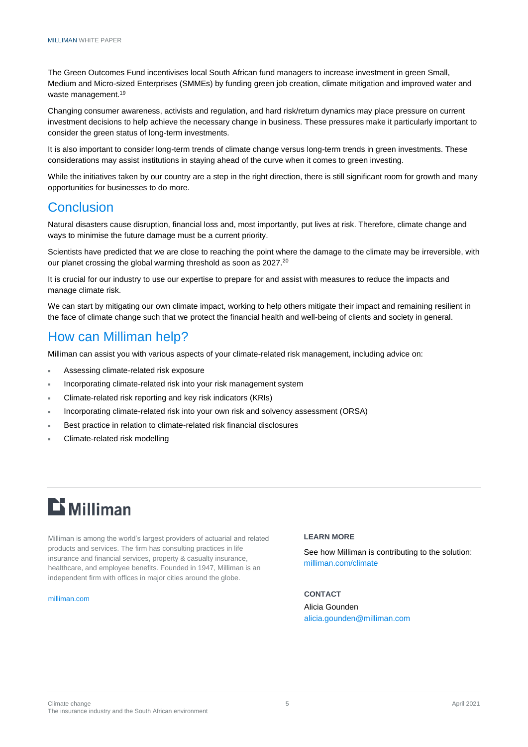The Green Outcomes Fund incentivises local South African fund managers to increase investment in green Small, Medium and Micro-sized Enterprises (SMMEs) by funding green job creation, climate mitigation and improved water and waste management.[19]

Changing consumer awareness, activists and regulation, and hard risk/return dynamics may place pressure on current investment decisions to help achieve the necessary change in business. These pressures make it particularly important to consider the green status of long-term investments.

It is also important to consider long-term trends of climate change versus long-term trends in green investments. These considerations may assist institutions in staying ahead of the curve when it comes to green investing.

While the initiatives taken by our country are a step in the right direction, there is still significant room for growth and many opportunities for businesses to do more.

## Conclusion

Natural disasters cause disruption, financial loss and, most importantly, put lives at risk. Therefore, climate change and ways to minimise the future damage must be a current priority.

Scientists have predicted that we are close to reaching the point where the damage to the climate may be irreversible, with our planet crossing the global warming threshold as soon as 2027.[20]

It is crucial for our industry to use our expertise to prepare for and assist with measures to reduce the impacts and manage climate risk.

We can start by mitigating our own climate impact, working to help others mitigate their impact and remaining resilient in the face of climate change such that we protect the financial health and well-being of clients and society in general.

## How can Milliman help?

Milliman can assist you with various aspects of your climate-related risk management, including advice on:

- Assessing climate-related risk exposure
- Incorporating climate-related risk into your risk management system
- Climate-related risk reporting and key risk indicators (KRIs)
- Incorporating climate-related risk into your own risk and solvency assessment (ORSA)
- Best practice in relation to climate-related risk financial disclosures
- Climate-related risk modelling

**Milliman**

Milliman is among the world's largest providers of actuarial and related products and services. The firm has consulting practices in life insurance and financial services, property & casualty insurance, healthcare, and employee benefits. Founded in 1947, Milliman is an independent firm with offices in major cities around the globe.

milliman.com

**LEARN MORE**

See how Milliman is contributing to the solution:
milliman.com/climate

**CONTACT**

Alicia Gounden
alicia.gounden@milliman.com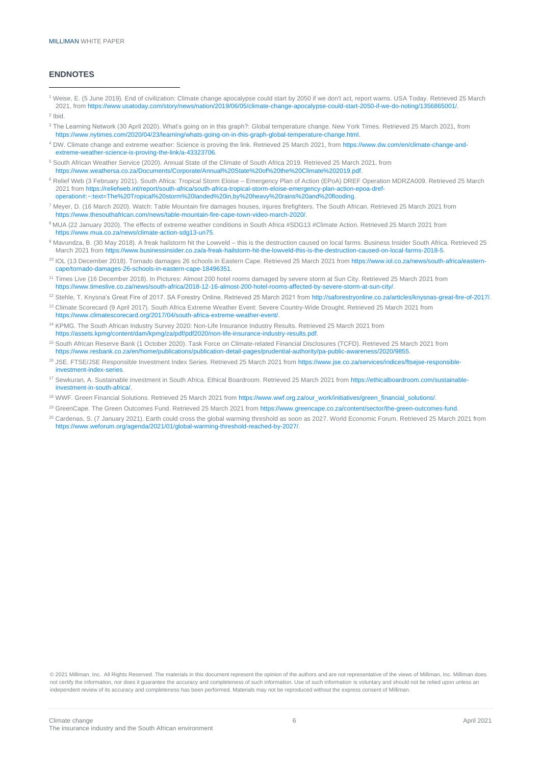## ENDNOTES

[1] Weise, E. (5 June 2019). End of civilization: Climate change apocalypse could start by 2050 if we don't act, report warns. USA Today. Retrieved 25 March 2021, from https://www.usatoday.com/story/news/nation/2019/06/05/climate-change-apocalypse-could-start-2050-if-we-do-noting/1356865001/.

[2] Ibid.

[3] The Learning Network (30 April 2020). What's going on in this graph?: Global temperature change. New York Times. Retrieved 25 March 2021, from https://www.nytimes.com/2020/04/23/learning/whats-going-on-in-this-graph-global-temperature-change.html.

[4] DW. Climate change and extreme weather: Science is proving the link. Retrieved 25 March 2021, from https://www.dw.com/en/climate-change-and-extreme-weather-science-is-proving-the-link/a-43323706.

[5] South African Weather Service (2020). Annual State of the Climate of South Africa 2019. Retrieved 25 March 2021, from https://www.weathersa.co.za/Documents/Corporate/Annual%20State%20of%20the%20Climate%202019.pdf.

[6] Relief Web (3 February 2021). South Africa: Tropical Storm Eloise – Emergency Plan of Action (EPoA) DREF Operation MDRZA009. Retrieved 25 March 2021 from https://reliefweb.int/report/south-africa/south-africa-tropical-storm-eloise-emergency-plan-action-epoa-dref-operation#:~:text=The%20Tropical%20storm%20landed%20in,by%20heavy%20rains%20and%20flooding.

[7] Meyer, D. (16 March 2020). Watch: Table Mountain fire damages houses, injures firefighters. The South African. Retrieved 25 March 2021 from https://www.thesouthafrican.com/news/table-mountain-fire-cape-town-video-march-2020/.

[8] MUA (22 January 2020). The effects of extreme weather conditions in South Africa #SDG13 #Climate Action. Retrieved 25 March 2021 from https://www.mua.co.za/news/climate-action-sdg13-un75.

[9] Mavundza, B. (30 May 2018). A freak hailstorm hit the Lowveld – this is the destruction caused on local farms. Business Insider South Africa. Retrieved 25 March 2021 from https://www.businessinsider.co.za/a-freak-hailstorm-hit-the-lowveld-this-is-the-destruction-caused-on-local-farms-2018-5.

[10] IOL (13 December 2018). Tornado damages 26 schools in Eastern Cape. Retrieved 25 March 2021 from https://www.iol.co.za/news/south-africa/eastern-cape/tornado-damages-26-schools-in-eastern-cape-18496351.

[11] Times Live (16 December 2018). In Pictures: Almost 200 hotel rooms damaged by severe storm at Sun City. Retrieved 25 March 2021 from https://www.timeslive.co.za/news/south-africa/2018-12-16-almost-200-hotel-rooms-affected-by-severe-storm-at-sun-city/.

[12] Stehle, T. Knysna's Great Fire of 2017. SA Forestry Online. Retrieved 25 March 2021 from http://saforestryonline.co.za/articles/knysnas-great-fire-of-2017/.

[13] Climate Scorecard (9 April 2017). South Africa Extreme Weather Event: Severe Country-Wide Drought. Retrieved 25 March 2021 from https://www.climatescorecard.org/2017/04/south-africa-extreme-weather-event/.

[14] KPMG. The South African Industry Survey 2020: Non-Life Insurance Industry Results. Retrieved 25 March 2021 from https://assets.kpmg/content/dam/kpmg/za/pdf/pdf2020/non-life-insurance-industry-results.pdf.

[15] South African Reserve Bank (1 October 2020). Task Force on Climate-related Financial Disclosures (TCFD). Retrieved 25 March 2021 from https://www.resbank.co.za/en/home/publications/publication-detail-pages/prudential-authority/pa-public-awareness/2020/9855.

[16] JSE. FTSE/JSE Responsible Investment Index Series. Retrieved 25 March 2021 from https://www.jse.co.za/services/indices/ftsejse-responsible-investment-index-series.

[17] Sewkuran, A. Sustainable investment in South Africa. Ethical Boardroom. Retrieved 25 March 2021 from https://ethicalboardroom.com/sustainable-investment-in-south-africa/.

[18] WWF. Green Financial Solutions. Retrieved 25 March 2021 from https://www.wwf.org.za/our_work/initiatives/green_financial_solutions/.

[19] GreenCape. The Green Outcomes Fund. Retrieved 25 March 2021 from https://www.greencape.co.za/content/sector/the-green-outcomes-fund.

[20] Cardenas, S. (7 January 2021). Earth could cross the global warming threshold as soon as 2027. World Economic Forum. Retrieved 25 March 2021 from https://www.weforum.org/agenda/2021/01/global-warming-threshold-reached-by-2027/.

© 2021 Milliman, Inc. All Rights Reserved. The materials in this document represent the opinion of the authors and are not representative of the views of Milliman, Inc. Milliman does not certify the information, nor does it guarantee the accuracy and completeness of such information. Use of such information is voluntary and should not be relied upon unless an independent review of its accuracy and completeness has been performed. Materials may not be reproduced without the express consent of Milliman.